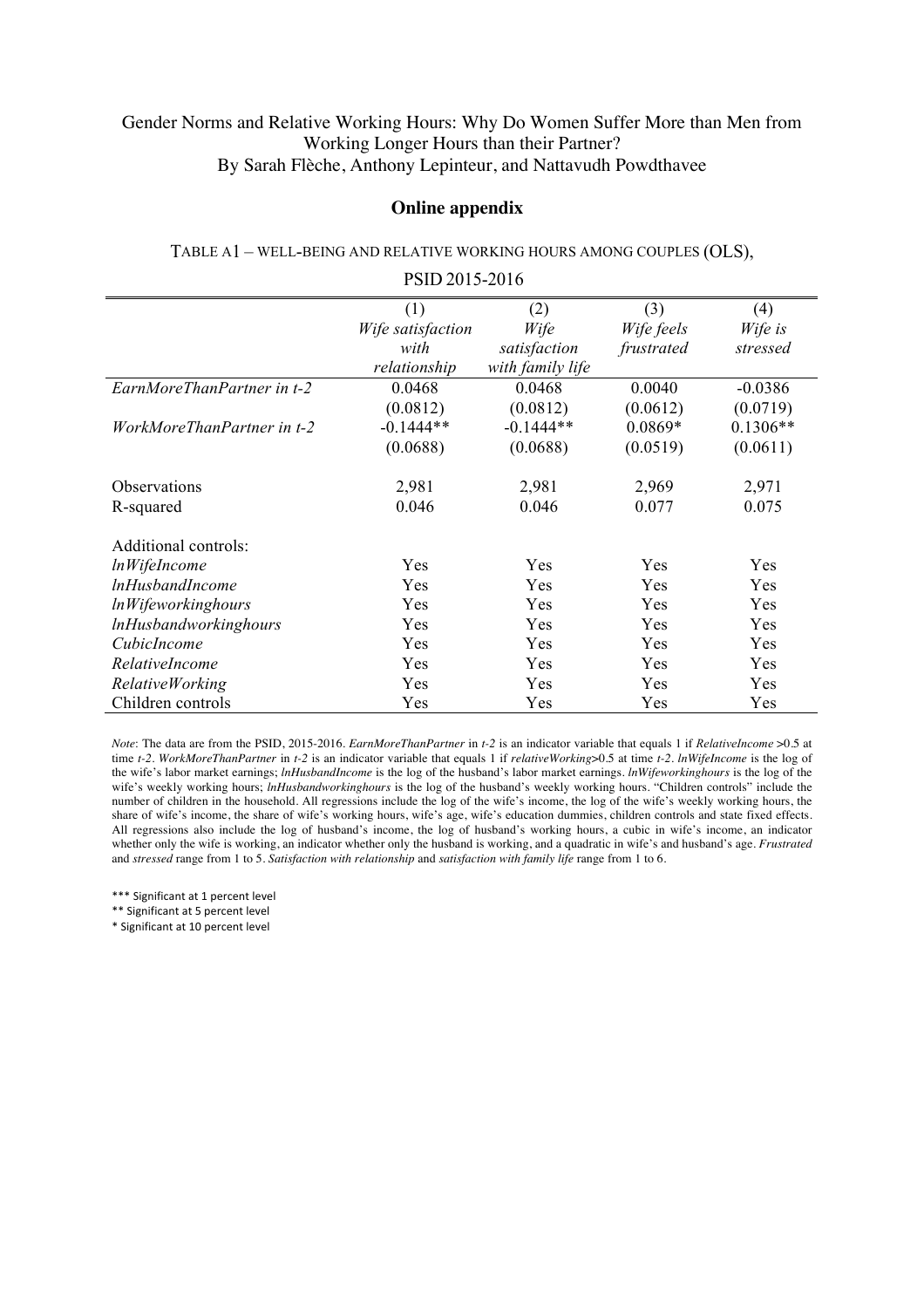Gender Norms and Relative Working Hours: Why Do Women Suffer More than Men from Working Longer Hours than their Partner?
By Sarah Flèche, Anthony Lepinteur, and Nattavudh Powdthavee

## Online appendix

TABLE A1 – WELL-BEING AND RELATIVE WORKING HOURS AMONG COUPLES (OLS), PSID 2015-2016

| | (1) *Wife satisfaction with relationship* | (2) *Wife satisfaction with family life* | (3) *Wife feels frustrated* | (4) *Wife is stressed* |
|---|---|---|---|---|
| *EarnMoreThanPartner in t-2* | 0.0468 | 0.0468 | 0.0040 | -0.0386 |
| | (0.0812) | (0.0812) | (0.0612) | (0.0719) |
| *WorkMoreThanPartner in t-2* | -0.1444** | -0.1444** | 0.0869* | 0.1306** |
| | (0.0688) | (0.0688) | (0.0519) | (0.0611) |
| Observations | 2,981 | 2,981 | 2,969 | 2,971 |
| R-squared | 0.046 | 0.046 | 0.077 | 0.075 |
| Additional controls: | | | | |
| *lnWifeIncome* | Yes | Yes | Yes | Yes |
| *lnHusbandIncome* | Yes | Yes | Yes | Yes |
| *lnWifeworkinghours* | Yes | Yes | Yes | Yes |
| *lnHusbandworkinghours* | Yes | Yes | Yes | Yes |
| *CubicIncome* | Yes | Yes | Yes | Yes |
| *RelativeIncome* | Yes | Yes | Yes | Yes |
| *RelativeWorking* | Yes | Yes | Yes | Yes |
| Children controls | Yes | Yes | Yes | Yes |

*Note*: The data are from the PSID, 2015-2016. *EarnMoreThanPartner* in *t-2* is an indicator variable that equals 1 if *RelativeIncome* >0.5 at time *t-2*. *WorkMoreThanPartner* in *t-2* is an indicator variable that equals 1 if *relativeWorking*>0.5 at time *t-2*. *lnWifeIncome* is the log of the wife's labor market earnings; *lnHusbandIncome* is the log of the husband's labor market earnings. *lnWifeworkinghours* is the log of the wife's weekly working hours; *lnHusbandworkinghours* is the log of the husband's weekly working hours. "Children controls" include the number of children in the household. All regressions include the log of the wife's income, the log of the wife's weekly working hours, the share of wife's income, the share of wife's working hours, wife's age, wife's education dummies, children controls and state fixed effects. All regressions also include the log of husband's income, the log of husband's working hours, a cubic in wife's income, an indicator whether only the wife is working, an indicator whether only the husband is working, and a quadratic in wife's and husband's age. *Frustrated* and *stressed* range from 1 to 5. *Satisfaction with relationship* and *satisfaction with family life* range from 1 to 6.

*** Significant at 1 percent level
** Significant at 5 percent level
* Significant at 10 percent level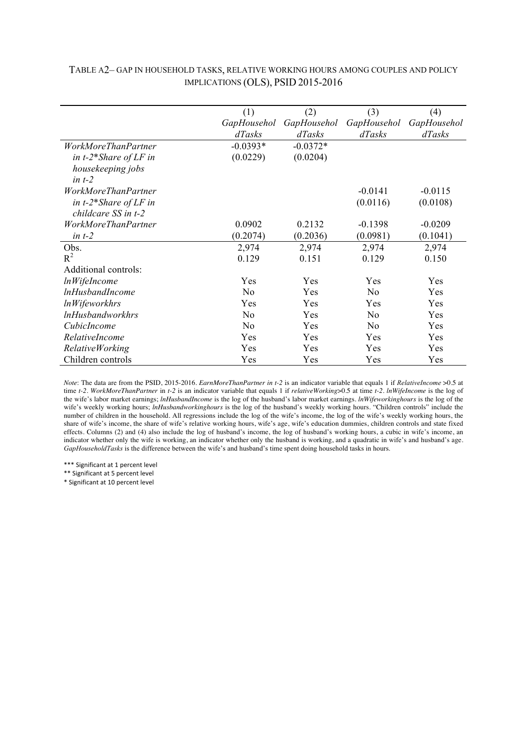TABLE A2– GAP IN HOUSEHOLD TASKS, RELATIVE WORKING HOURS AMONG COUPLES AND POLICY IMPLICATIONS (OLS), PSID 2015-2016

| | (1) | (2) | (3) | (4) |
|---|---|---|---|---|
| | *GapHouseholdTasks* | *GapHouseholdTasks* | *GapHouseholdTasks* | *GapHouseholdTasks* |
| *WorkMoreThanPartner in t-2*Share of LF in housekeeping jobs in t-2* | -0.0393* | -0.0372* | | |
| | (0.0229) | (0.0204) | | |
| *WorkMoreThanPartner in t-2*Share of LF in childcare SS in t-2* | | | -0.0141 | -0.0115 |
| | | | (0.0116) | (0.0108) |
| *WorkMoreThanPartner in t-2* | 0.0902 | 0.2132 | -0.1398 | -0.0209 |
| | (0.2074) | (0.2036) | (0.0981) | (0.1041) |
| Obs. | 2,974 | 2,974 | 2,974 | 2,974 |
| $R^2$ | 0.129 | 0.151 | 0.129 | 0.150 |
| Additional controls: | | | | |
| *lnWifeIncome* | Yes | Yes | Yes | Yes |
| *lnHusbandIncome* | No | Yes | No | Yes |
| *lnWifeworkhrs* | Yes | Yes | Yes | Yes |
| *lnHusbandworkhrs* | No | Yes | No | Yes |
| *CubicIncome* | No | Yes | No | Yes |
| *RelativeIncome* | Yes | Yes | Yes | Yes |
| *RelativeWorking* | Yes | Yes | Yes | Yes |
| Children controls | Yes | Yes | Yes | Yes |

*Note*: The data are from the PSID, 2015-2016. *EarnMoreThanPartner in t-2* is an indicator variable that equals 1 if *RelativeIncome* >0.5 at time *t-2*. *WorkMoreThanPartner* in *t-2* is an indicator variable that equals 1 if *relativeWorking*>0.5 at time *t-2*. *lnWifeIncome* is the log of the wife's labor market earnings; *lnHusbandIncome* is the log of the husband's labor market earnings. *lnWifeworkinghours* is the log of the wife's weekly working hours; *lnHusbandworkinghours* is the log of the husband's weekly working hours. "Children controls" include the number of children in the household. All regressions include the log of the wife's income, the log of the wife's weekly working hours, the share of wife's income, the share of wife's relative working hours, wife's age, wife's education dummies, children controls and state fixed effects. Columns (2) and (4) also include the log of husband's income, the log of husband's working hours, a cubic in wife's income, an indicator whether only the wife is working, an indicator whether only the husband is working, and a quadratic in wife's and husband's age. *GapHouseholdTasks* is the difference between the wife's and husband's time spent doing household tasks in hours.

*** Significant at 1 percent level
** Significant at 5 percent level
* Significant at 10 percent level